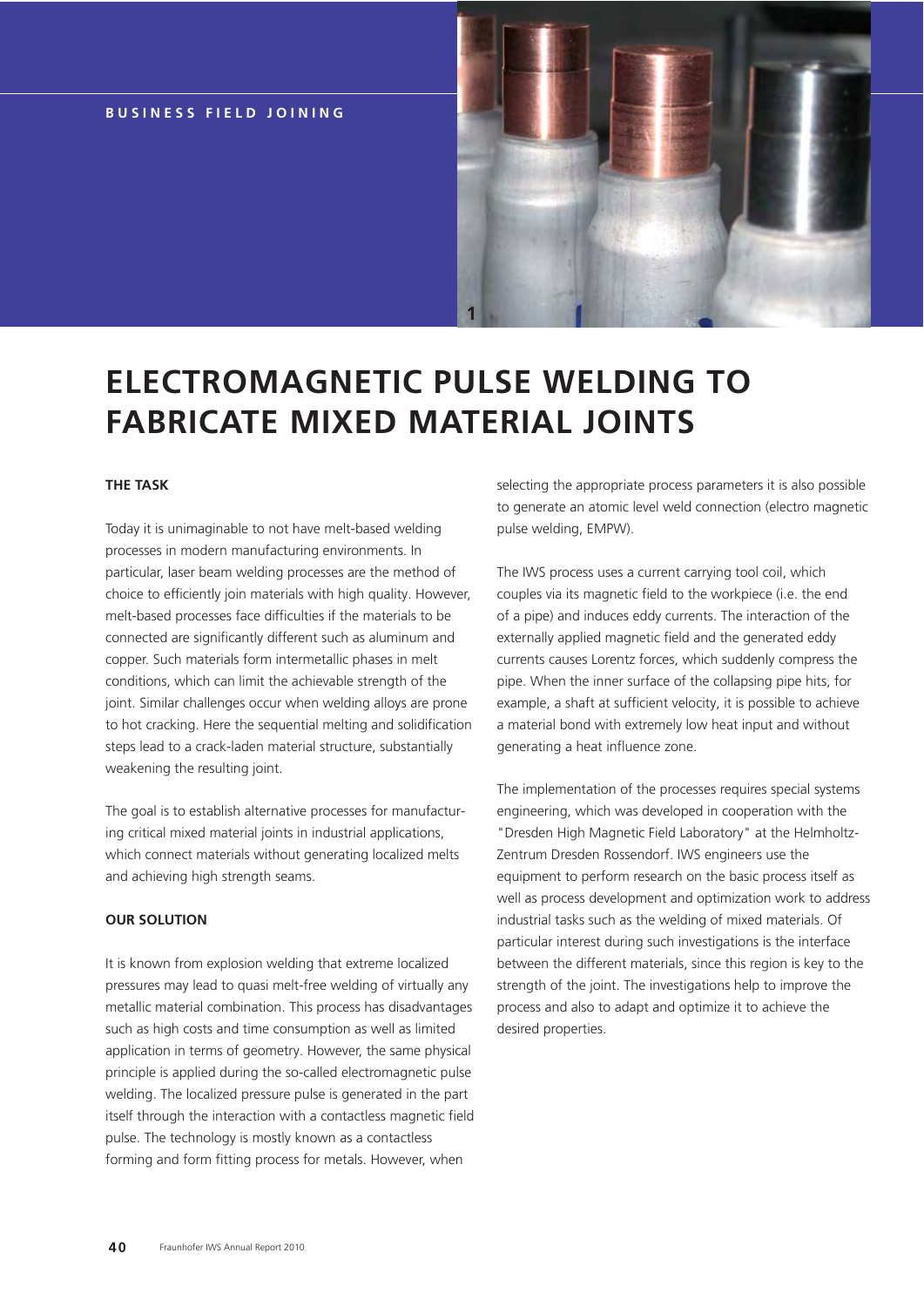BUSINESS FIELD JOINING

# ELECTROMAGNETIC PULSE WELDING TO FABRICATE MIXED MATERIAL JOINTS

### THE TASK

Today it is unimaginable to not have melt-based welding processes in modern manufacturing environments. In particular, laser beam welding processes are the method of choice to efficiently join materials with high quality. However, melt-based processes face difficulties if the materials to be connected are significantly different such as aluminum and copper. Such materials form intermetallic phases in melt conditions, which can limit the achievable strength of the joint. Similar challenges occur when welding alloys are prone to hot cracking. Here the sequential melting and solidification steps lead to a crack-laden material structure, substantially weakening the resulting joint.

The goal is to establish alternative processes for manufacturing critical mixed material joints in industrial applications, which connect materials without generating localized melts and achieving high strength seams.

### OUR SOLUTION

It is known from explosion welding that extreme localized pressures may lead to quasi melt-free welding of virtually any metallic material combination. This process has disadvantages such as high costs and time consumption as well as limited application in terms of geometry. However, the same physical principle is applied during the so-called electromagnetic pulse welding. The localized pressure pulse is generated in the part itself through the interaction with a contactless magnetic field pulse. The technology is mostly known as a contactless forming and form fitting process for metals. However, when selecting the appropriate process parameters it is also possible to generate an atomic level weld connection (electro magnetic pulse welding, EMPW).

The IWS process uses a current carrying tool coil, which couples via its magnetic field to the workpiece (i.e. the end of a pipe) and induces eddy currents. The interaction of the externally applied magnetic field and the generated eddy currents causes Lorentz forces, which suddenly compress the pipe. When the inner surface of the collapsing pipe hits, for example, a shaft at sufficient velocity, it is possible to achieve a material bond with extremely low heat input and without generating a heat influence zone.

The implementation of the processes requires special systems engineering, which was developed in cooperation with the "Dresden High Magnetic Field Laboratory" at the Helmholtz-Zentrum Dresden Rossendorf. IWS engineers use the equipment to perform research on the basic process itself as well as process development and optimization work to address industrial tasks such as the welding of mixed materials. Of particular interest during such investigations is the interface between the different materials, since this region is key to the strength of the joint. The investigations help to improve the process and also to adapt and optimize it to achieve the desired properties.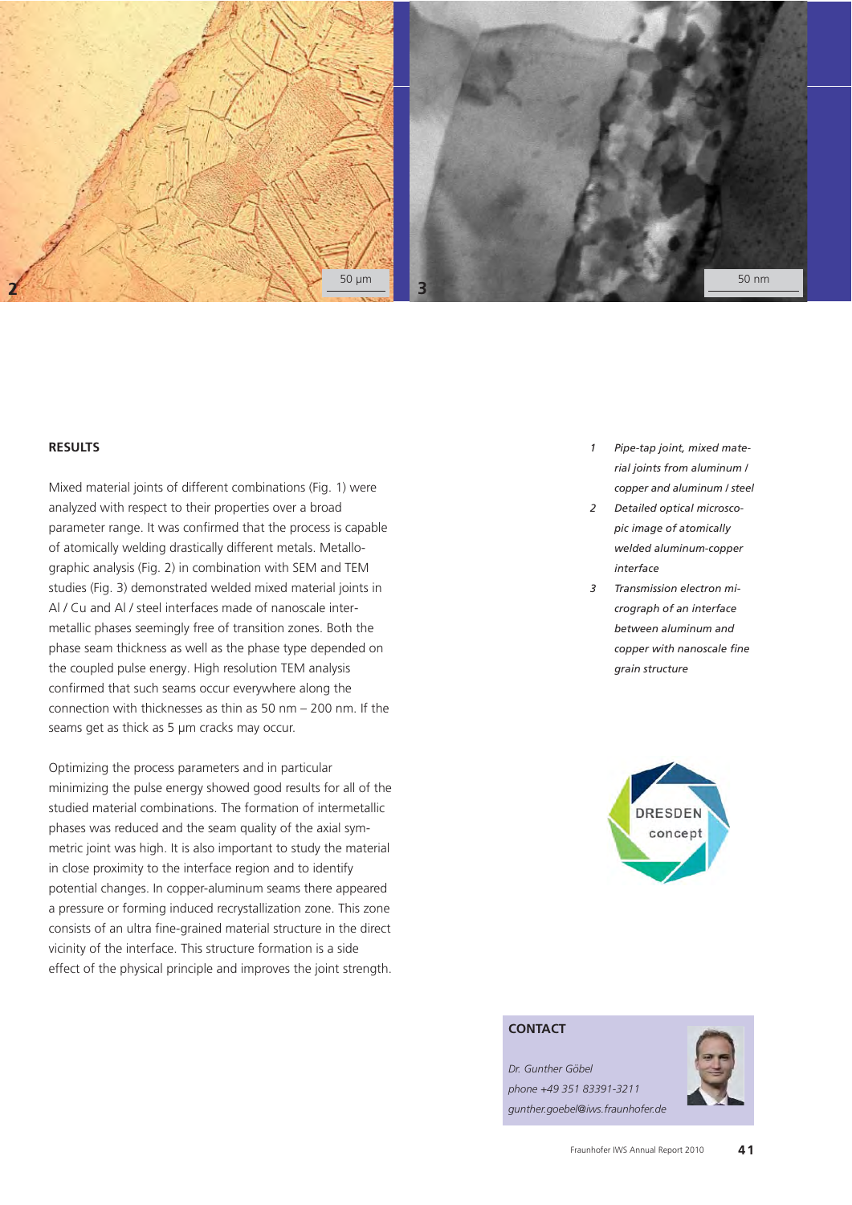## RESULTS

Mixed material joints of different combinations (Fig. 1) were analyzed with respect to their properties over a broad parameter range. It was confirmed that the process is capable of atomically welding drastically different metals. Metallographic analysis (Fig. 2) in combination with SEM and TEM studies (Fig. 3) demonstrated welded mixed material joints in Al / Cu and Al / steel interfaces made of nanoscale intermetallic phases seemingly free of transition zones. Both the phase seam thickness as well as the phase type depended on the coupled pulse energy. High resolution TEM analysis confirmed that such seams occur everywhere along the connection with thicknesses as thin as 50 nm – 200 nm. If the seams get as thick as 5 µm cracks may occur.

Optimizing the process parameters and in particular minimizing the pulse energy showed good results for all of the studied material combinations. The formation of intermetallic phases was reduced and the seam quality of the axial symmetric joint was high. It is also important to study the material in close proximity to the interface region and to identify potential changes. In copper-aluminum seams there appeared a pressure or forming induced recrystallization zone. This zone consists of an ultra fine-grained material structure in the direct vicinity of the interface. This structure formation is a side effect of the physical principle and improves the joint strength.

*1 Pipe-tap joint, mixed material joints from aluminum / copper and aluminum / steel*

*2 Detailed optical microscopic image of atomically welded aluminum-copper interface*

*3 Transmission electron micrograph of an interface between aluminum and copper with nanoscale fine grain structure*

DRESDEN concept

### CONTACT

*Dr. Gunther Göbel*

*phone +49 351 83391-3211*

*gunther.goebel@iws.fraunhofer.de*